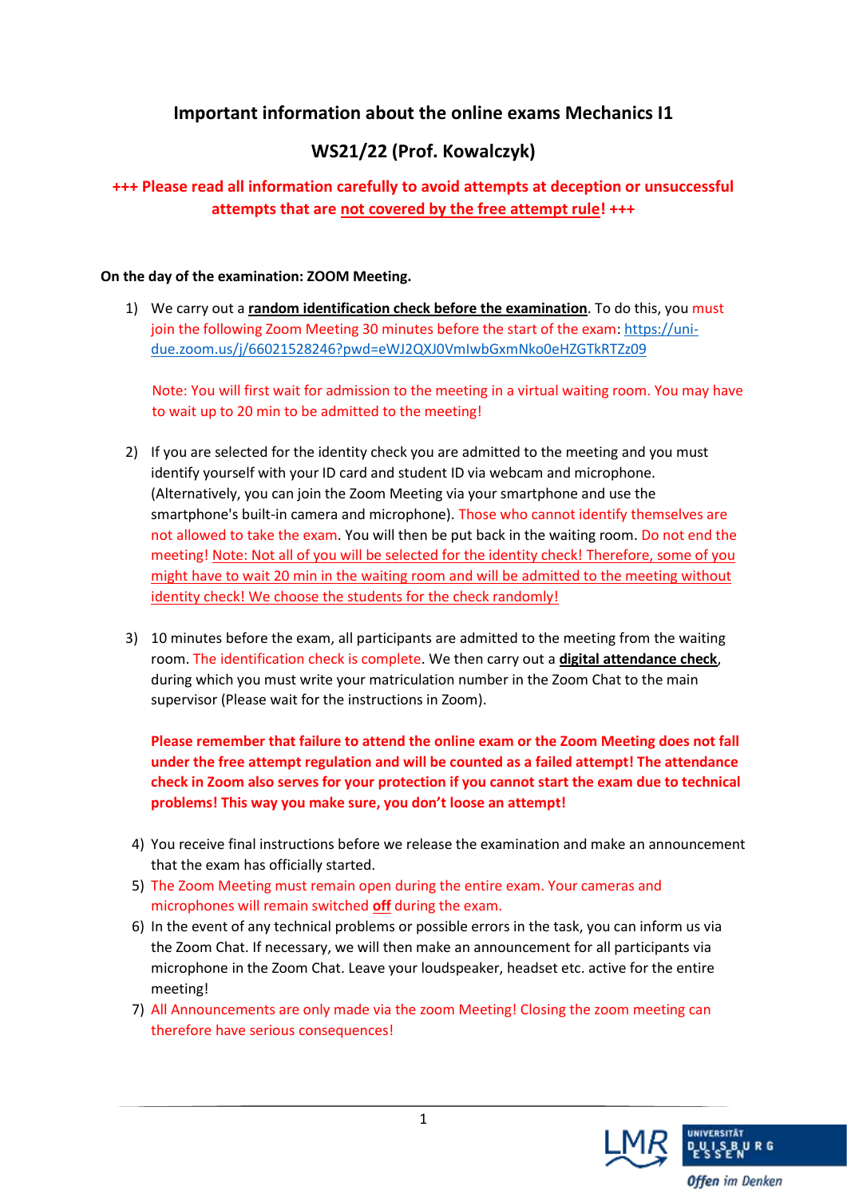# Important information about the online exams Mechanics I1

## WS21/22 (Prof. Kowalczyk)

**+++ Please read all information carefully to avoid attempts at deception or unsuccessful attempts that are not covered by the free attempt rule! +++**

**On the day of the examination: ZOOM Meeting.**

1) We carry out a **random identification check before the examination**. To do this, you must join the following Zoom Meeting 30 minutes before the start of the exam: https://uni-due.zoom.us/j/66021528246?pwd=eWJ2QXJ0VmIwbGxmNko0eHZGTkRTZz09

   Note: You will first wait for admission to the meeting in a virtual waiting room. You may have to wait up to 20 min to be admitted to the meeting!

2) If you are selected for the identity check you are admitted to the meeting and you must identify yourself with your ID card and student ID via webcam and microphone. (Alternatively, you can join the Zoom Meeting via your smartphone and use the smartphone's built-in camera and microphone). Those who cannot identify themselves are not allowed to take the exam. You will then be put back in the waiting room. Do not end the meeting! Note: Not all of you will be selected for the identity check! Therefore, some of you might have to wait 20 min in the waiting room and will be admitted to the meeting without identity check! We choose the students for the check randomly!

3) 10 minutes before the exam, all participants are admitted to the meeting from the waiting room. The identification check is complete. We then carry out a **digital attendance check**, during which you must write your matriculation number in the Zoom Chat to the main supervisor (Please wait for the instructions in Zoom).

   **Please remember that failure to attend the online exam or the Zoom Meeting does not fall under the free attempt regulation and will be counted as a failed attempt! The attendance check in Zoom also serves for your protection if you cannot start the exam due to technical problems! This way you make sure, you don't loose an attempt!**

4) You receive final instructions before we release the examination and make an announcement that the exam has officially started.
5) The Zoom Meeting must remain open during the entire exam. Your cameras and microphones will remain switched **off** during the exam.
6) In the event of any technical problems or possible errors in the task, you can inform us via the Zoom Chat. If necessary, we will then make an announcement for all participants via microphone in the Zoom Chat. Leave your loudspeaker, headset etc. active for the entire meeting!
7) All Announcements are only made via the zoom Meeting! Closing the zoom meeting can therefore have serious consequences!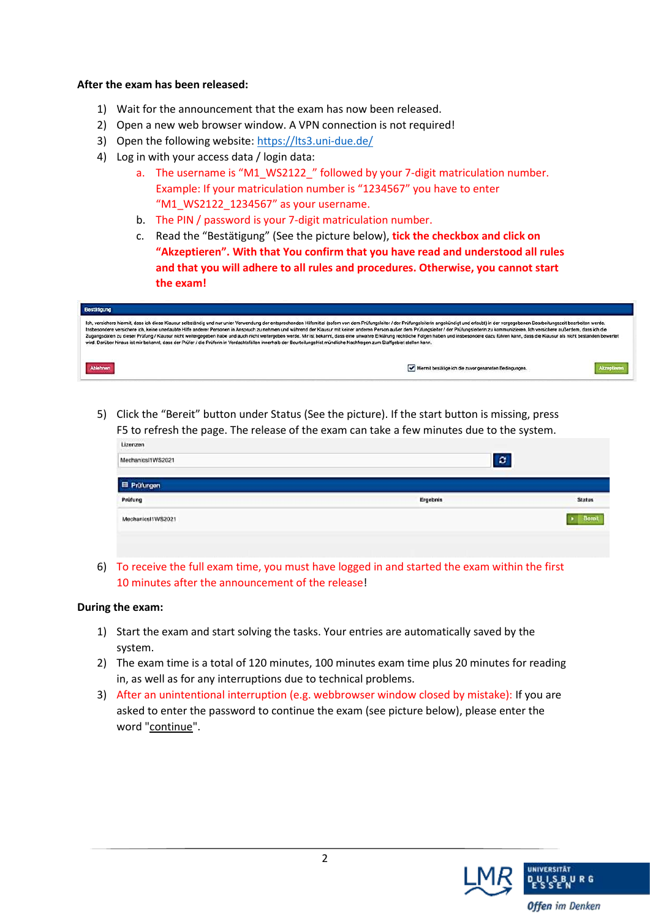**After the exam has been released:**

1) Wait for the announcement that the exam has now been released.
2) Open a new web browser window. A VPN connection is not required!
3) Open the following website: https://lts3.uni-due.de/
4) Log in with your access data / login data:
   a. The username is "M1_WS2122_" followed by your 7-digit matriculation number. Example: If your matriculation number is "1234567" you have to enter "M1_WS2122_1234567" as your username.
   b. The PIN / password is your 7-digit matriculation number.
   c. Read the "Bestätigung" (See the picture below), **tick the checkbox and click on "Akzeptieren". With that You confirm that you have read and understood all rules and that you will adhere to all rules and procedures. Otherwise, you cannot start the exam!**

5) Click the "Bereit" button under Status (See the picture). If the start button is missing, press F5 to refresh the page. The release of the exam can take a few minutes due to the system.

6) To receive the full exam time, you must have logged in and started the exam within the first 10 minutes after the announcement of the release!

**During the exam:**

1) Start the exam and start solving the tasks. Your entries are automatically saved by the system.
2) The exam time is a total of 120 minutes, 100 minutes exam time plus 20 minutes for reading in, as well as for any interruptions due to technical problems.
3) After an unintentional interruption (e.g. webbrowser window closed by mistake): If you are asked to enter the password to continue the exam (see picture below), please enter the word "continue".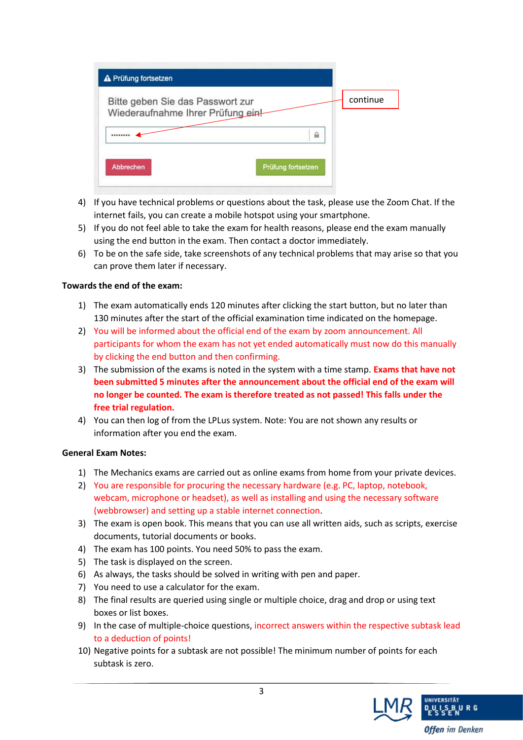Prüfung fortsetzen

Bitte geben Sie das Passwort zur Wiederaufnahme Ihrer Prüfung ein!

continue

Abbrechen    Prüfung fortsetzen

4) If you have technical problems or questions about the task, please use the Zoom Chat. If the internet fails, you can create a mobile hotspot using your smartphone.
5) If you do not feel able to take the exam for health reasons, please end the exam manually using the end button in the exam. Then contact a doctor immediately.
6) To be on the safe side, take screenshots of any technical problems that may arise so that you can prove them later if necessary.

**Towards the end of the exam:**

1) The exam automatically ends 120 minutes after clicking the start button, but no later than 130 minutes after the start of the official examination time indicated on the homepage.
2) You will be informed about the official end of the exam by zoom announcement. All participants for whom the exam has not yet ended automatically must now do this manually by clicking the end button and then confirming.
3) The submission of the exams is noted in the system with a time stamp. **Exams that have not been submitted 5 minutes after the announcement about the official end of the exam will no longer be counted. The exam is therefore treated as not passed! This falls under the free trial regulation.**
4) You can then log of from the LPLus system. Note: You are not shown any results or information after you end the exam.

**General Exam Notes:**

1) The Mechanics exams are carried out as online exams from home from your private devices.
2) You are responsible for procuring the necessary hardware (e.g. PC, laptop, notebook, webcam, microphone or headset), as well as installing and using the necessary software (webbrowser) and setting up a stable internet connection.
3) The exam is open book. This means that you can use all written aids, such as scripts, exercise documents, tutorial documents or books.
4) The exam has 100 points. You need 50% to pass the exam.
5) The task is displayed on the screen.
6) As always, the tasks should be solved in writing with pen and paper.
7) You need to use a calculator for the exam.
8) The final results are queried using single or multiple choice, drag and drop or using text boxes or list boxes.
9) In the case of multiple-choice questions, incorrect answers within the respective subtask lead to a deduction of points!
10) Negative points for a subtask are not possible! The minimum number of points for each subtask is zero.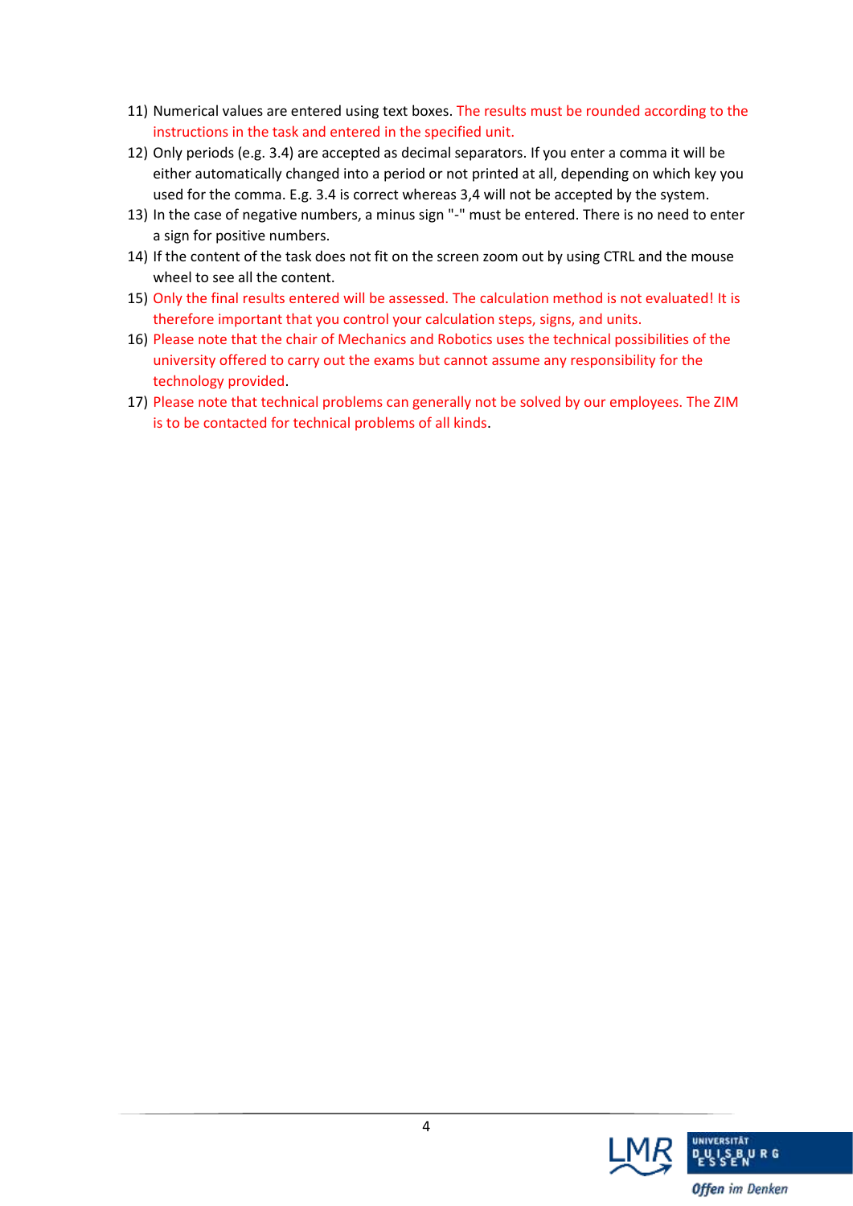11) Numerical values are entered using text boxes. The results must be rounded according to the instructions in the task and entered in the specified unit.
12) Only periods (e.g. 3.4) are accepted as decimal separators. If you enter a comma it will be either automatically changed into a period or not printed at all, depending on which key you used for the comma. E.g. 3.4 is correct whereas 3,4 will not be accepted by the system.
13) In the case of negative numbers, a minus sign "-" must be entered. There is no need to enter a sign for positive numbers.
14) If the content of the task does not fit on the screen zoom out by using CTRL and the mouse wheel to see all the content.
15) Only the final results entered will be assessed. The calculation method is not evaluated! It is therefore important that you control your calculation steps, signs, and units.
16) Please note that the chair of Mechanics and Robotics uses the technical possibilities of the university offered to carry out the exams but cannot assume any responsibility for the technology provided.
17) Please note that technical problems can generally not be solved by our employees. The ZIM is to be contacted for technical problems of all kinds.